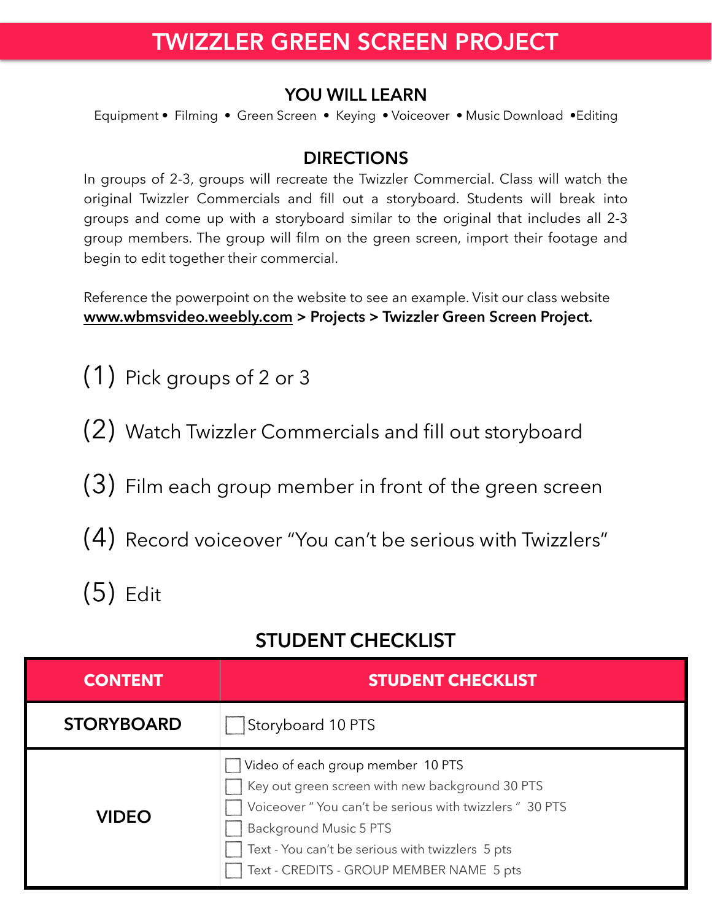# TWIZZLER GREEN SCREEN PROJECT

## YOU WILL LEARN

Equipment • Filming • Green Screen • Keying • Voiceover • Music Download •Editing

## DIRECTIONS

In groups of 2-3, groups will recreate the Twizzler Commercial. Class will watch the original Twizzler Commercials and fill out a storyboard. Students will break into groups and come up with a storyboard similar to the original that includes all 2-3 group members. The group will film on the green screen, import their footage and begin to edit together their commercial.

Reference the powerpoint on the website to see an example. Visit our class website **www.wbmsvideo.weebly.com > Projects > Twizzler Green Screen Project.**

(1) Pick groups of 2 or 3

(2) Watch Twizzler Commercials and fill out storyboard

(3) Film each group member in front of the green screen

(4) Record voiceover "You can't be serious with Twizzlers"

(5) Edit

## STUDENT CHECKLIST

| CONTENT | STUDENT CHECKLIST |
|---|---|
| **STORYBOARD** | ☐ Storyboard 10 PTS |
| **VIDEO** | ☐ Video of each group member 10 PTS<br>☐ Key out green screen with new background 30 PTS<br>☐ Voiceover " You can't be serious with twizzlers " 30 PTS<br>☐ Background Music 5 PTS<br>☐ Text - You can't be serious with twizzlers 5 pts<br>☐ Text - CREDITS - GROUP MEMBER NAME 5 pts |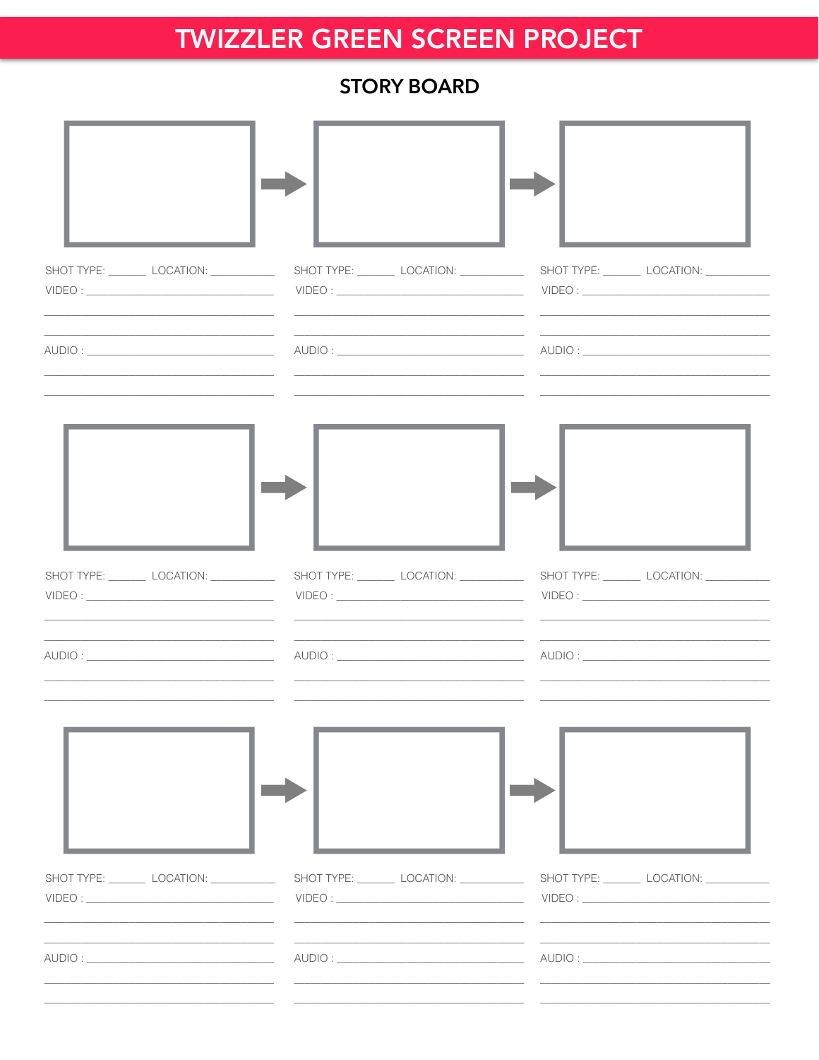# TWIZZLER GREEN SCREEN PROJECT

## STORY BOARD

SHOT TYPE: ______ LOCATION: ___________
VIDEO : ________________________________
________________________________________
________________________________________
AUDIO : ________________________________
________________________________________
________________________________________

SHOT TYPE: ______ LOCATION: ___________
VIDEO : ________________________________
________________________________________
________________________________________
AUDIO : ________________________________
________________________________________
________________________________________

SHOT TYPE: ______ LOCATION: ___________
VIDEO : ________________________________
________________________________________
________________________________________
AUDIO : ________________________________
________________________________________
________________________________________

SHOT TYPE: ______ LOCATION: ___________
VIDEO : ________________________________
________________________________________
________________________________________
AUDIO : ________________________________
________________________________________
________________________________________

SHOT TYPE: ______ LOCATION: ___________
VIDEO : ________________________________
________________________________________
________________________________________
AUDIO : ________________________________
________________________________________
________________________________________

SHOT TYPE: ______ LOCATION: ___________
VIDEO : ________________________________
________________________________________
________________________________________
AUDIO : ________________________________
________________________________________
________________________________________

SHOT TYPE: ______ LOCATION: ___________
VIDEO : ________________________________
________________________________________
________________________________________
AUDIO : ________________________________
________________________________________
________________________________________

SHOT TYPE: ______ LOCATION: ___________
VIDEO : ________________________________
________________________________________
________________________________________
AUDIO : ________________________________
________________________________________
________________________________________

SHOT TYPE: ______ LOCATION: ___________
VIDEO : ________________________________
________________________________________
________________________________________
AUDIO : ________________________________
________________________________________
________________________________________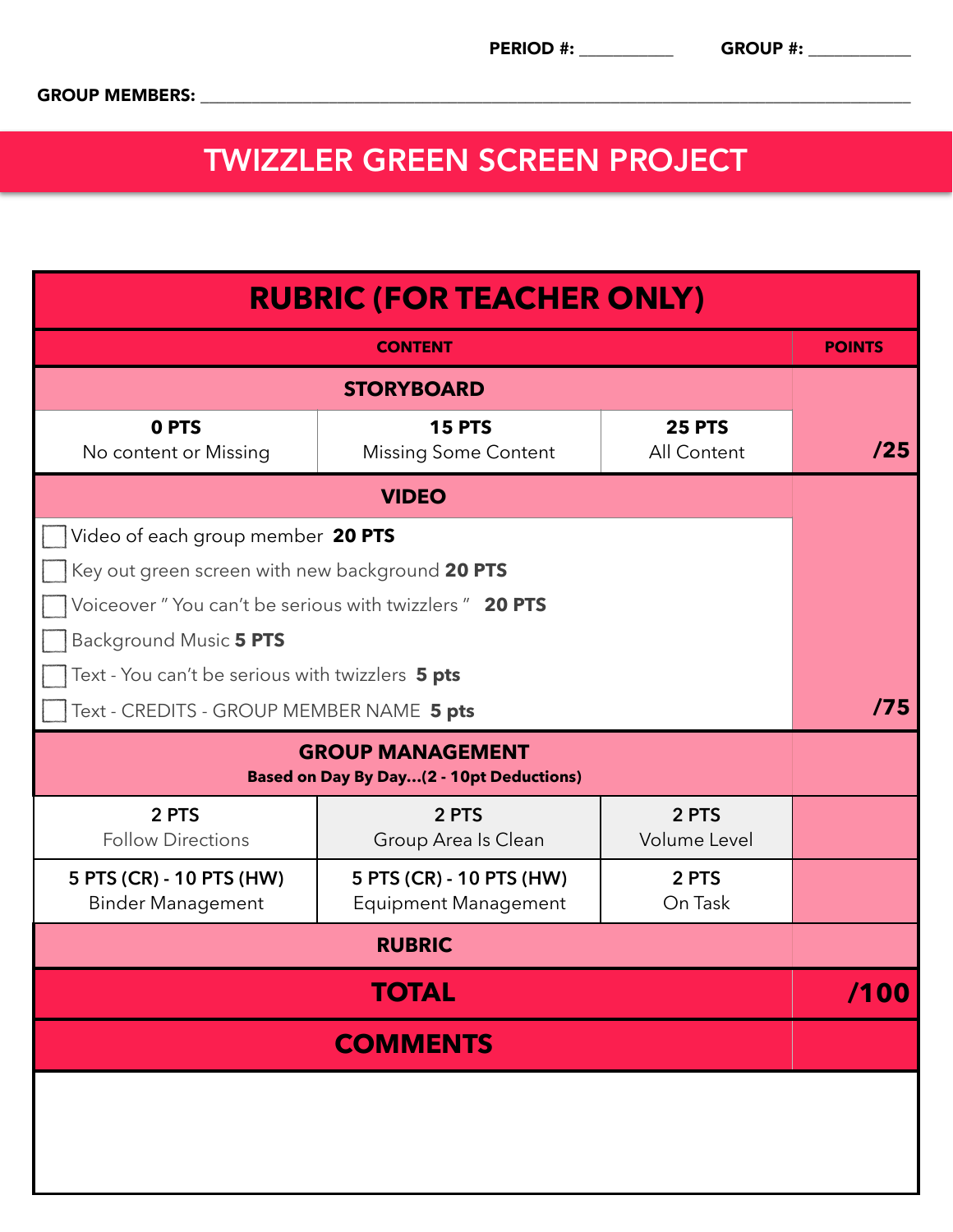PERIOD #: ___________ GROUP #: ___________

GROUP MEMBERS: ___________________________________________

# TWIZZLER GREEN SCREEN PROJECT

| RUBRIC (FOR TEACHER ONLY) | | | |
|---|---|---|---|
| **CONTENT** | | | **POINTS** |
| **STORYBOARD** | | | |
| **0 PTS** No content or Missing | **15 PTS** Missing Some Content | **25 PTS** All Content | **/25** |
| **VIDEO** | | | |
| ☐ Video of each group member **20 PTS**<br>☐ Key out green screen with new background **20 PTS**<br>☐ Voiceover " You can't be serious with twizzlers " **20 PTS**<br>☐ Background Music **5 PTS**<br>☐ Text - You can't be serious with twizzlers **5 pts**<br>☐ Text - CREDITS - GROUP MEMBER NAME **5 pts** | | | **/75** |
| **GROUP MANAGEMENT** Based on Day By Day...(2 - 10pt Deductions) | | | |
| **2 PTS** Follow Directions | **2 PTS** Group Area Is Clean | **2 PTS** Volume Level | |
| **5 PTS (CR) - 10 PTS (HW)** Binder Management | **5 PTS (CR) - 10 PTS (HW)** Equipment Management | **2 PTS** On Task | |
| **RUBRIC** | | | |
| **TOTAL** | | | **/100** |
| **COMMENTS** | | | |